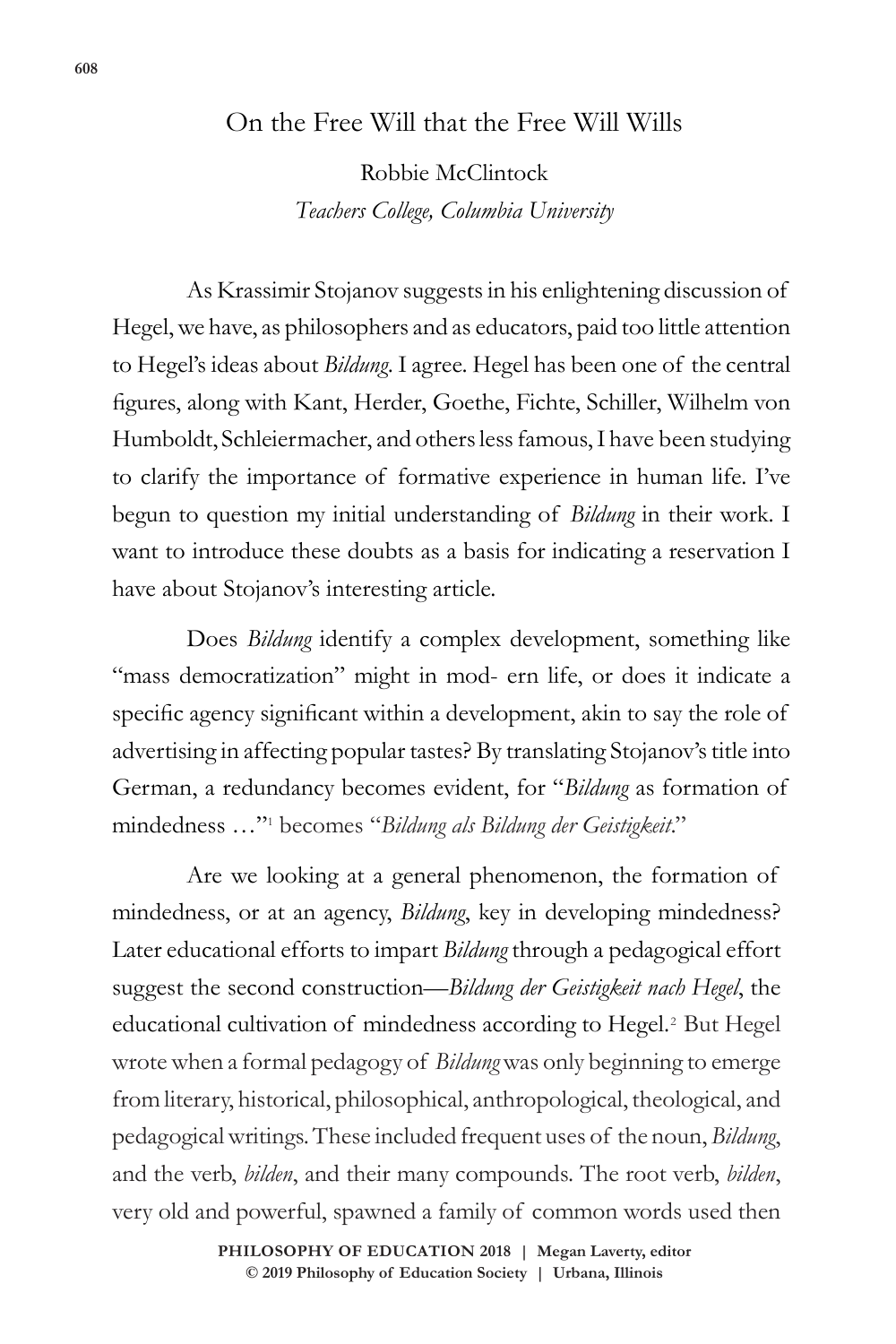# On the Free Will that the Free Will Wills

Robbie McClintock

*Teachers College, Columbia University*

As Krassimir Stojanov suggests in his enlightening discussion of Hegel, we have, as philosophers and as educators, paid too little attention to Hegel's ideas about *Bildung*. I agree. Hegel has been one of the central figures, along with Kant, Herder, Goethe, Fichte, Schiller, Wilhelm von Humboldt, Schleiermacher, and others less famous, I have been studying to clarify the importance of formative experience in human life. I've begun to question my initial understanding of *Bildung* in their work. I want to introduce these doubts as a basis for indicating a reservation I have about Stojanov's interesting article.

Does *Bildung* identify a complex development, something like "mass democratization" might in mod- ern life, or does it indicate a specific agency significant within a development, akin to say the role of advertising in affecting popular tastes? By translating Stojanov's title into German, a redundancy becomes evident, for "*Bildung* as formation of mindedness …"[1] becomes "*Bildung als Bildung der Geistigkeit*."

Are we looking at a general phenomenon, the formation of mindedness, or at an agency, *Bildung*, key in developing mindedness? Later educational efforts to impart *Bildung* through a pedagogical effort suggest the second construction—*Bildung der Geistigkeit nach Hegel*, the educational cultivation of mindedness according to Hegel.[2] But Hegel wrote when a formal pedagogy of *Bildung* was only beginning to emerge from literary, historical, philosophical, anthropological, theological, and pedagogical writings. These included frequent uses of the noun, *Bildung*, and the verb, *bilden*, and their many compounds. The root verb, *bilden*, very old and powerful, spawned a family of common words used then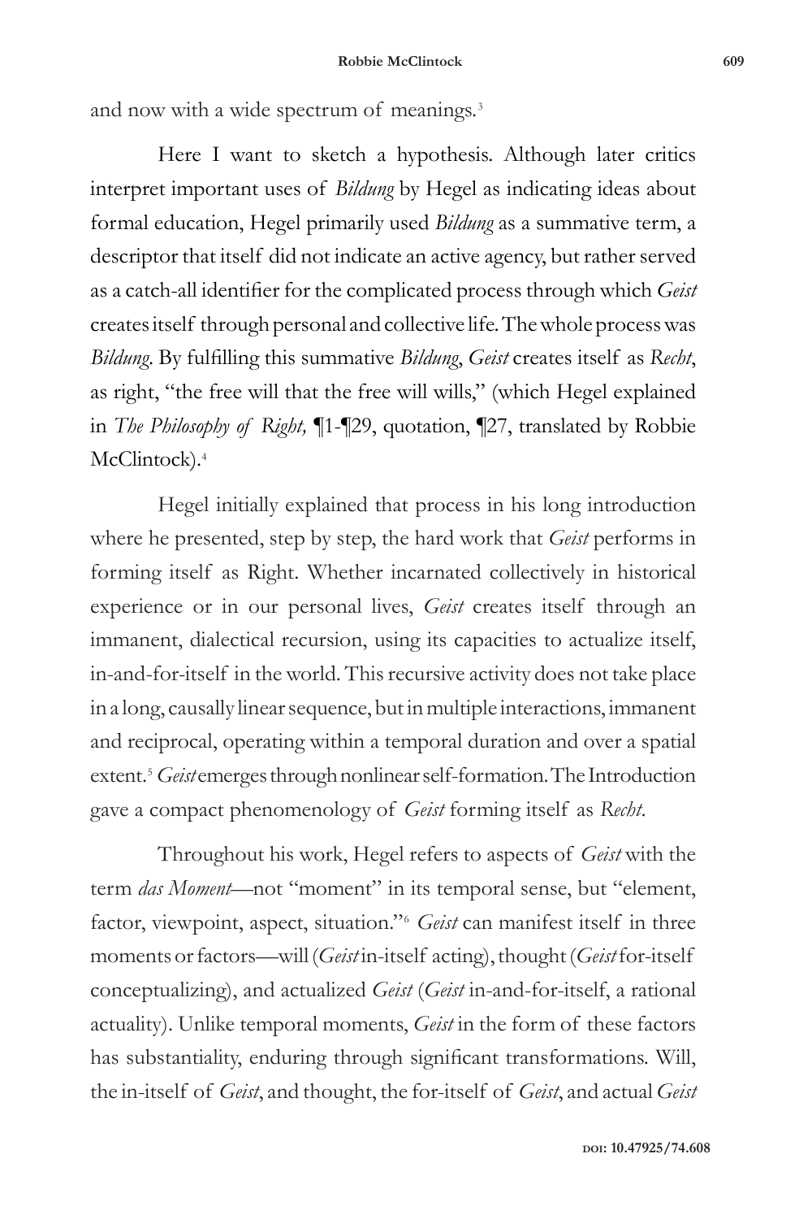and now with a wide spectrum of meanings.[3]

Here I want to sketch a hypothesis. Although later critics interpret important uses of *Bildung* by Hegel as indicating ideas about formal education, Hegel primarily used *Bildung* as a summative term, a descriptor that itself did not indicate an active agency, but rather served as a catch-all identifier for the complicated process through which *Geist* creates itself through personal and collective life. The whole process was *Bildung*. By fulfilling this summative *Bildung*, *Geist* creates itself as *Recht*, as right, "the free will that the free will wills," (which Hegel explained in *The Philosophy of Right,* ¶1-¶29, quotation, ¶27, translated by Robbie McClintock).[4]

Hegel initially explained that process in his long introduction where he presented, step by step, the hard work that *Geist* performs in forming itself as Right. Whether incarnated collectively in historical experience or in our personal lives, *Geist* creates itself through an immanent, dialectical recursion, using its capacities to actualize itself, in-and-for-itself in the world. This recursive activity does not take place in a long, causally linear sequence, but in multiple interactions, immanent and reciprocal, operating within a temporal duration and over a spatial extent.[5] *Geist* emerges through nonlinear self-formation. The Introduction gave a compact phenomenology of *Geist* forming itself as *Recht*.

Throughout his work, Hegel refers to aspects of *Geist* with the term *das Moment*—not "moment" in its temporal sense, but "element, factor, viewpoint, aspect, situation."[6] *Geist* can manifest itself in three moments or factors—will (*Geist* in-itself acting), thought (*Geist* for-itself conceptualizing), and actualized *Geist* (*Geist* in-and-for-itself, a rational actuality). Unlike temporal moments, *Geist* in the form of these factors has substantiality, enduring through significant transformations. Will, the in-itself of *Geist*, and thought, the for-itself of *Geist*, and actual *Geist*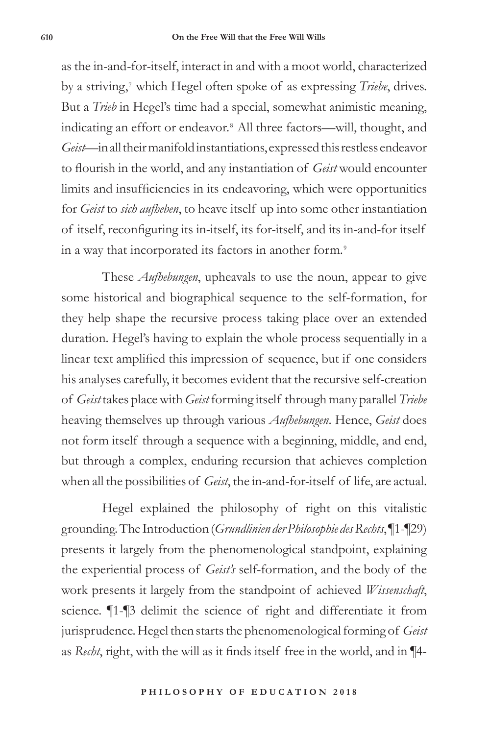as the in-and-for-itself, interact in and with a moot world, characterized by a striving,[7] which Hegel often spoke of as expressing *Triebe*, drives. But a *Trieb* in Hegel's time had a special, somewhat animistic meaning, indicating an effort or endeavor.[8] All three factors—will, thought, and *Geist*—in all their manifold instantiations, expressed this restless endeavor to flourish in the world, and any instantiation of *Geist* would encounter limits and insufficiencies in its endeavoring, which were opportunities for *Geist* to *sich aufheben*, to heave itself up into some other instantiation of itself, reconfiguring its in-itself, its for-itself, and its in-and-for itself in a way that incorporated its factors in another form.[9]

These *Aufhebungen*, upheavals to use the noun, appear to give some historical and biographical sequence to the self-formation, for they help shape the recursive process taking place over an extended duration. Hegel's having to explain the whole process sequentially in a linear text amplified this impression of sequence, but if one considers his analyses carefully, it becomes evident that the recursive self-creation of *Geist* takes place with *Geist* forming itself through many parallel *Triebe* heaving themselves up through various *Aufhebungen*. Hence, *Geist* does not form itself through a sequence with a beginning, middle, and end, but through a complex, enduring recursion that achieves completion when all the possibilities of *Geist*, the in-and-for-itself of life, are actual.

Hegel explained the philosophy of right on this vitalistic grounding. The Introduction (*Grundlinien der Philosophie des Rechts*, ¶1-¶29) presents it largely from the phenomenological standpoint, explaining the experiential process of *Geist's* self-formation, and the body of the work presents it largely from the standpoint of achieved *Wissenschaft*, science. ¶1-¶3 delimit the science of right and differentiate it from jurisprudence. Hegel then starts the phenomenological forming of *Geist* as *Recht*, right, with the will as it finds itself free in the world, and in ¶4-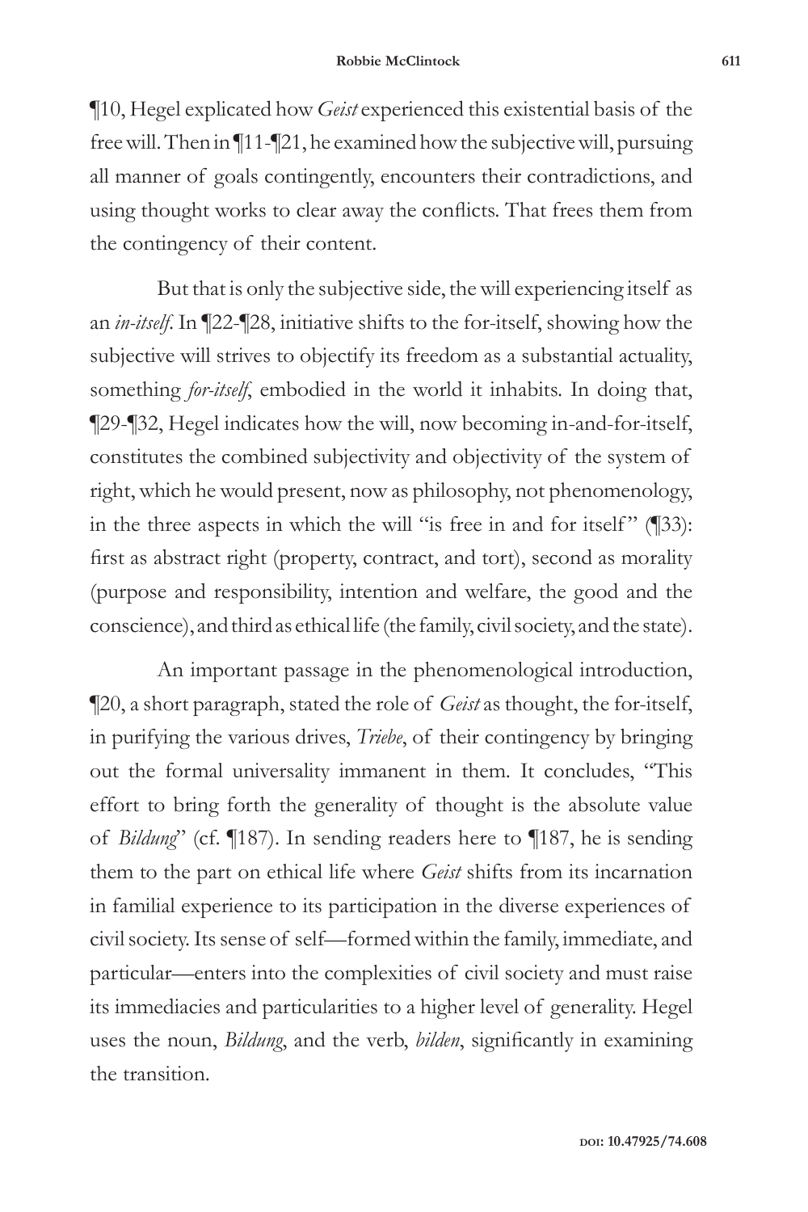¶10, Hegel explicated how *Geist* experienced this existential basis of the free will. Then in ¶11-¶21, he examined how the subjective will, pursuing all manner of goals contingently, encounters their contradictions, and using thought works to clear away the conflicts. That frees them from the contingency of their content.

But that is only the subjective side, the will experiencing itself as an *in-itself*. In ¶22-¶28, initiative shifts to the for-itself, showing how the subjective will strives to objectify its freedom as a substantial actuality, something *for-itself*, embodied in the world it inhabits. In doing that, ¶29-¶32, Hegel indicates how the will, now becoming in-and-for-itself, constitutes the combined subjectivity and objectivity of the system of right, which he would present, now as philosophy, not phenomenology, in the three aspects in which the will "is free in and for itself" (¶33): first as abstract right (property, contract, and tort), second as morality (purpose and responsibility, intention and welfare, the good and the conscience), and third as ethical life (the family, civil society, and the state).

An important passage in the phenomenological introduction, ¶20, a short paragraph, stated the role of *Geist* as thought, the for-itself, in purifying the various drives, *Triebe*, of their contingency by bringing out the formal universality immanent in them. It concludes, "This effort to bring forth the generality of thought is the absolute value of *Bildung*" (cf. ¶187). In sending readers here to ¶187, he is sending them to the part on ethical life where *Geist* shifts from its incarnation in familial experience to its participation in the diverse experiences of civil society. Its sense of self—formed within the family, immediate, and particular—enters into the complexities of civil society and must raise its immediacies and particularities to a higher level of generality. Hegel uses the noun, *Bildung*, and the verb, *bilden*, significantly in examining the transition.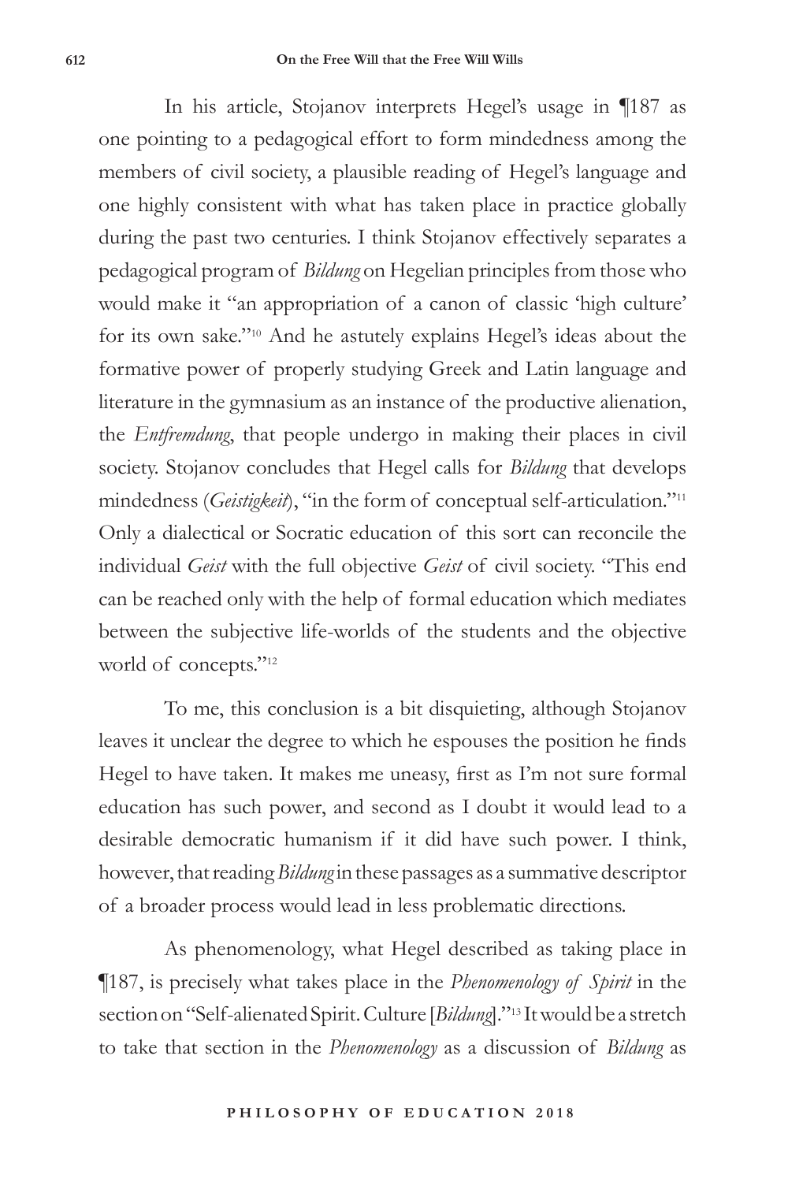In his article, Stojanov interprets Hegel's usage in ¶187 as one pointing to a pedagogical effort to form mindedness among the members of civil society, a plausible reading of Hegel's language and one highly consistent with what has taken place in practice globally during the past two centuries. I think Stojanov effectively separates a pedagogical program of *Bildung* on Hegelian principles from those who would make it "an appropriation of a canon of classic 'high culture' for its own sake."[10] And he astutely explains Hegel's ideas about the formative power of properly studying Greek and Latin language and literature in the gymnasium as an instance of the productive alienation, the *Entfremdung*, that people undergo in making their places in civil society. Stojanov concludes that Hegel calls for *Bildung* that develops mindedness (*Geistigkeit*), "in the form of conceptual self-articulation."[11] Only a dialectical or Socratic education of this sort can reconcile the individual *Geist* with the full objective *Geist* of civil society. "This end can be reached only with the help of formal education which mediates between the subjective life-worlds of the students and the objective world of concepts."[12]

To me, this conclusion is a bit disquieting, although Stojanov leaves it unclear the degree to which he espouses the position he finds Hegel to have taken. It makes me uneasy, first as I'm not sure formal education has such power, and second as I doubt it would lead to a desirable democratic humanism if it did have such power. I think, however, that reading *Bildung* in these passages as a summative descriptor of a broader process would lead in less problematic directions.

As phenomenology, what Hegel described as taking place in ¶187, is precisely what takes place in the *Phenomenology of Spirit* in the section on "Self-alienated Spirit. Culture [*Bildung*]."[13] It would be a stretch to take that section in the *Phenomenology* as a discussion of *Bildung* as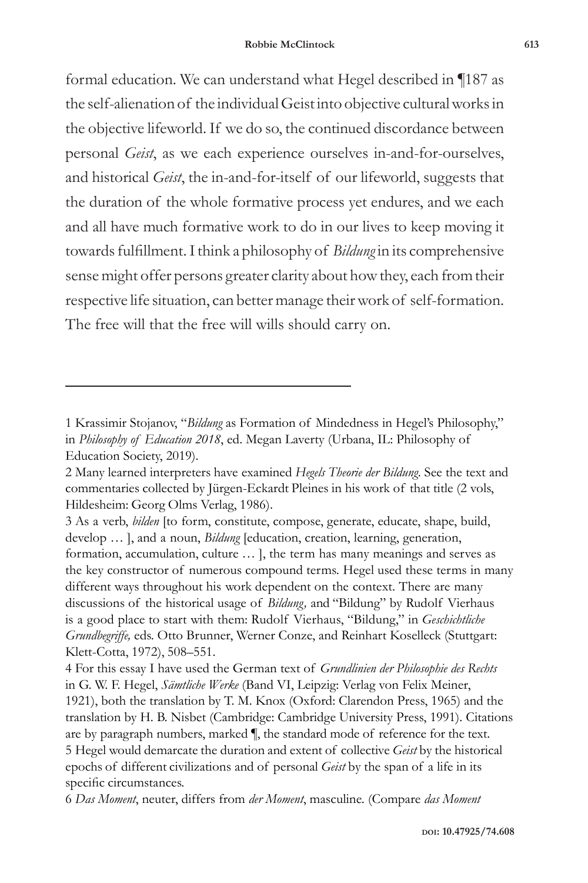formal education. We can understand what Hegel described in ¶187 as the self-alienation of the individual Geist into objective cultural works in the objective lifeworld. If we do so, the continued discordance between personal *Geist*, as we each experience ourselves in-and-for-ourselves, and historical *Geist*, the in-and-for-itself of our lifeworld, suggests that the duration of the whole formative process yet endures, and we each and all have much formative work to do in our lives to keep moving it towards fulfillment. I think a philosophy of *Bildung* in its comprehensive sense might offer persons greater clarity about how they, each from their respective life situation, can better manage their work of self-formation. The free will that the free will wills should carry on.

---

1 Krassimir Stojanov, "*Bildung* as Formation of Mindedness in Hegel's Philosophy," in *Philosophy of Education 2018*, ed. Megan Laverty (Urbana, IL: Philosophy of Education Society, 2019).

2 Many learned interpreters have examined *Hegels Theorie der Bildung*. See the text and commentaries collected by Jürgen-Eckardt Pleines in his work of that title (2 vols, Hildesheim: Georg Olms Verlag, 1986).

3 As a verb, *bilden* [to form, constitute, compose, generate, educate, shape, build, develop … ], and a noun, *Bildung* [education, creation, learning, generation, formation, accumulation, culture … ], the term has many meanings and serves as the key constructor of numerous compound terms. Hegel used these terms in many different ways throughout his work dependent on the context. There are many discussions of the historical usage of *Bildung,* and "Bildung" by Rudolf Vierhaus is a good place to start with them: Rudolf Vierhaus, "Bildung," in *Geschichtliche Grundbegriffe,* eds. Otto Brunner, Werner Conze, and Reinhart Koselleck (Stuttgart: Klett-Cotta, 1972), 508–551.

4 For this essay I have used the German text of *Grundlinien der Philosophie des Rechts* in G. W. F. Hegel, *Sämtliche Werke* (Band VI, Leipzig: Verlag von Felix Meiner, 1921), both the translation by T. M. Knox (Oxford: Clarendon Press, 1965) and the translation by H. B. Nisbet (Cambridge: Cambridge University Press, 1991). Citations are by paragraph numbers, marked ¶, the standard mode of reference for the text.

5 Hegel would demarcate the duration and extent of collective *Geist* by the historical epochs of different civilizations and of personal *Geist* by the span of a life in its specific circumstances.

6 *Das Moment*, neuter, differs from *der Moment*, masculine. (Compare *das Moment*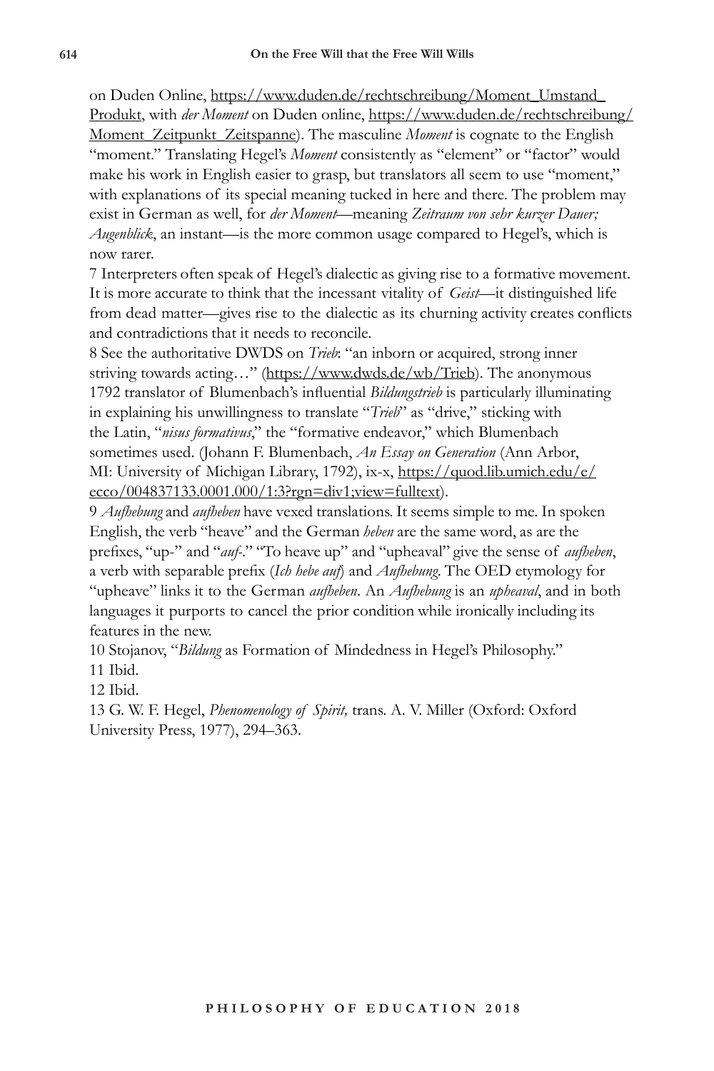on Duden Online, https://www.duden.de/rechtschreibung/Moment_Umstand_Produkt, with *der Moment* on Duden online, https://www.duden.de/rechtschreibung/Moment_Zeitpunkt_Zeitspanne). The masculine *Moment* is cognate to the English "moment." Translating Hegel's *Moment* consistently as "element" or "factor" would make his work in English easier to grasp, but translators all seem to use "moment," with explanations of its special meaning tucked in here and there. The problem may exist in German as well, for *der Moment*—meaning *Zeitraum von sehr kurzer Dauer; Augenblick*, an instant—is the more common usage compared to Hegel's, which is now rarer.

7 Interpreters often speak of Hegel's dialectic as giving rise to a formative movement. It is more accurate to think that the incessant vitality of *Geist*—it distinguished life from dead matter—gives rise to the dialectic as its churning activity creates conflicts and contradictions that it needs to reconcile.

8 See the authoritative DWDS on *Trieb*: "an inborn or acquired, strong inner striving towards acting…" (https://www.dwds.de/wb/Trieb). The anonymous 1792 translator of Blumenbach's influential *Bildungstrieb* is particularly illuminating in explaining his unwillingness to translate "*Trieb*" as "drive," sticking with the Latin, "*nisus formativus*," the "formative endeavor," which Blumenbach sometimes used. (Johann F. Blumenbach, *An Essay on Generation* (Ann Arbor, MI: University of Michigan Library, 1792), ix-x, https://quod.lib.umich.edu/e/ecco/004837133.0001.000/1:3?rgn=div1;view=fulltext).

9 *Aufhebung* and *aufheben* have vexed translations. It seems simple to me. In spoken English, the verb "heave" and the German *heben* are the same word, as are the prefixes, "up-" and "*auf*-." "To heave up" and "upheaval" give the sense of *aufheben*, a verb with separable prefix (*Ich hebe auf*) and *Aufhebung*. The OED etymology for "upheave" links it to the German *aufheben*. An *Aufhebung* is an *upheaval*, and in both languages it purports to cancel the prior condition while ironically including its features in the new.

10 Stojanov, "*Bildung* as Formation of Mindedness in Hegel's Philosophy."

11 Ibid.

12 Ibid.

13 G. W. F. Hegel, *Phenomenology of Spirit,* trans. A. V. Miller (Oxford: Oxford University Press, 1977), 294–363.